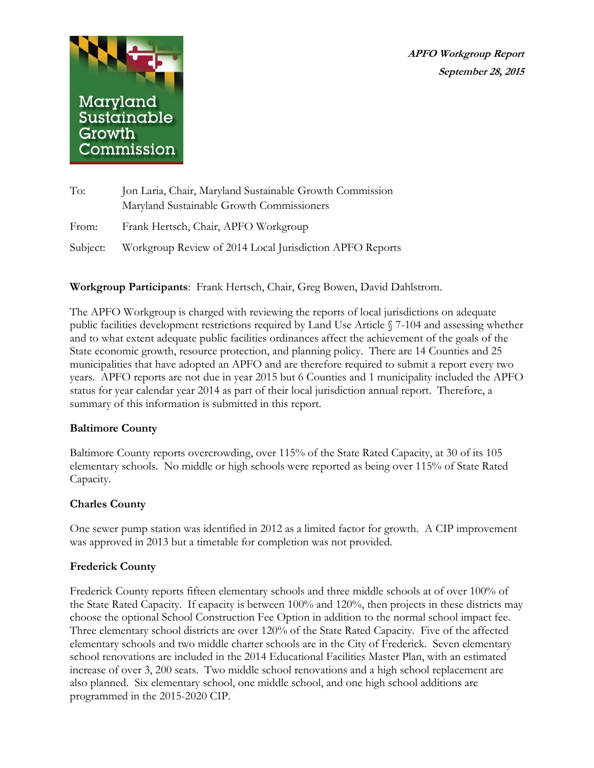***APFO Workgroup Report***
***September 28, 2015***

To: Jon Laria, Chair, Maryland Sustainable Growth Commission
Maryland Sustainable Growth Commissioners

From: Frank Hertsch, Chair, APFO Workgroup

Subject: Workgroup Review of 2014 Local Jurisdiction APFO Reports

**Workgroup Participants**: Frank Hertsch, Chair, Greg Bowen, David Dahlstrom.

The APFO Workgroup is charged with reviewing the reports of local jurisdictions on adequate public facilities development restrictions required by Land Use Article § 7-104 and assessing whether and to what extent adequate public facilities ordinances affect the achievement of the goals of the State economic growth, resource protection, and planning policy. There are 14 Counties and 25 municipalities that have adopted an APFO and are therefore required to submit a report every two years. APFO reports are not due in year 2015 but 6 Counties and 1 municipality included the APFO status for year calendar year 2014 as part of their local jurisdiction annual report. Therefore, a summary of this information is submitted in this report.

**Baltimore County**

Baltimore County reports overcrowding, over 115% of the State Rated Capacity, at 30 of its 105 elementary schools. No middle or high schools were reported as being over 115% of State Rated Capacity.

**Charles County**

One sewer pump station was identified in 2012 as a limited factor for growth. A CIP improvement was approved in 2013 but a timetable for completion was not provided.

**Frederick County**

Frederick County reports fifteen elementary schools and three middle schools at of over 100% of the State Rated Capacity. If capacity is between 100% and 120%, then projects in these districts may choose the optional School Construction Fee Option in addition to the normal school impact fee. Three elementary school districts are over 120% of the State Rated Capacity. Five of the affected elementary schools and two middle charter schools are in the City of Frederick. Seven elementary school renovations are included in the 2014 Educational Facilities Master Plan, with an estimated increase of over 3, 200 seats. Two middle school renovations and a high school replacement are also planned. Six elementary school, one middle school, and one high school additions are programmed in the 2015-2020 CIP.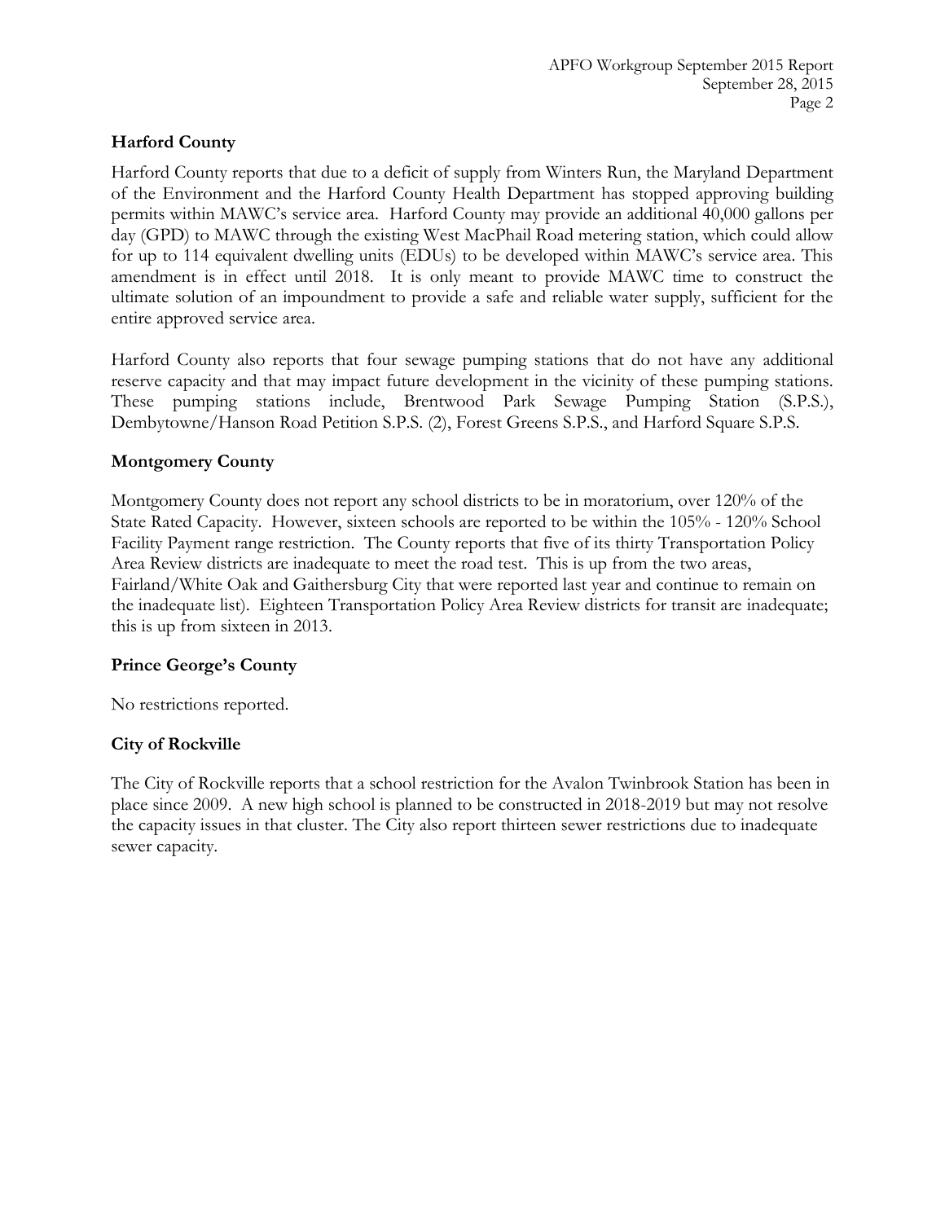### Harford County

Harford County reports that due to a deficit of supply from Winters Run, the Maryland Department of the Environment and the Harford County Health Department has stopped approving building permits within MAWC's service area. Harford County may provide an additional 40,000 gallons per day (GPD) to MAWC through the existing West MacPhail Road metering station, which could allow for up to 114 equivalent dwelling units (EDUs) to be developed within MAWC's service area. This amendment is in effect until 2018. It is only meant to provide MAWC time to construct the ultimate solution of an impoundment to provide a safe and reliable water supply, sufficient for the entire approved service area.

Harford County also reports that four sewage pumping stations that do not have any additional reserve capacity and that may impact future development in the vicinity of these pumping stations. These pumping stations include, Brentwood Park Sewage Pumping Station (S.P.S.), Dembytowne/Hanson Road Petition S.P.S. (2), Forest Greens S.P.S., and Harford Square S.P.S.

### Montgomery County

Montgomery County does not report any school districts to be in moratorium, over 120% of the State Rated Capacity. However, sixteen schools are reported to be within the 105% - 120% School Facility Payment range restriction. The County reports that five of its thirty Transportation Policy Area Review districts are inadequate to meet the road test. This is up from the two areas, Fairland/White Oak and Gaithersburg City that were reported last year and continue to remain on the inadequate list). Eighteen Transportation Policy Area Review districts for transit are inadequate; this is up from sixteen in 2013.

### Prince George's County

No restrictions reported.

### City of Rockville

The City of Rockville reports that a school restriction for the Avalon Twinbrook Station has been in place since 2009. A new high school is planned to be constructed in 2018-2019 but may not resolve the capacity issues in that cluster. The City also report thirteen sewer restrictions due to inadequate sewer capacity.